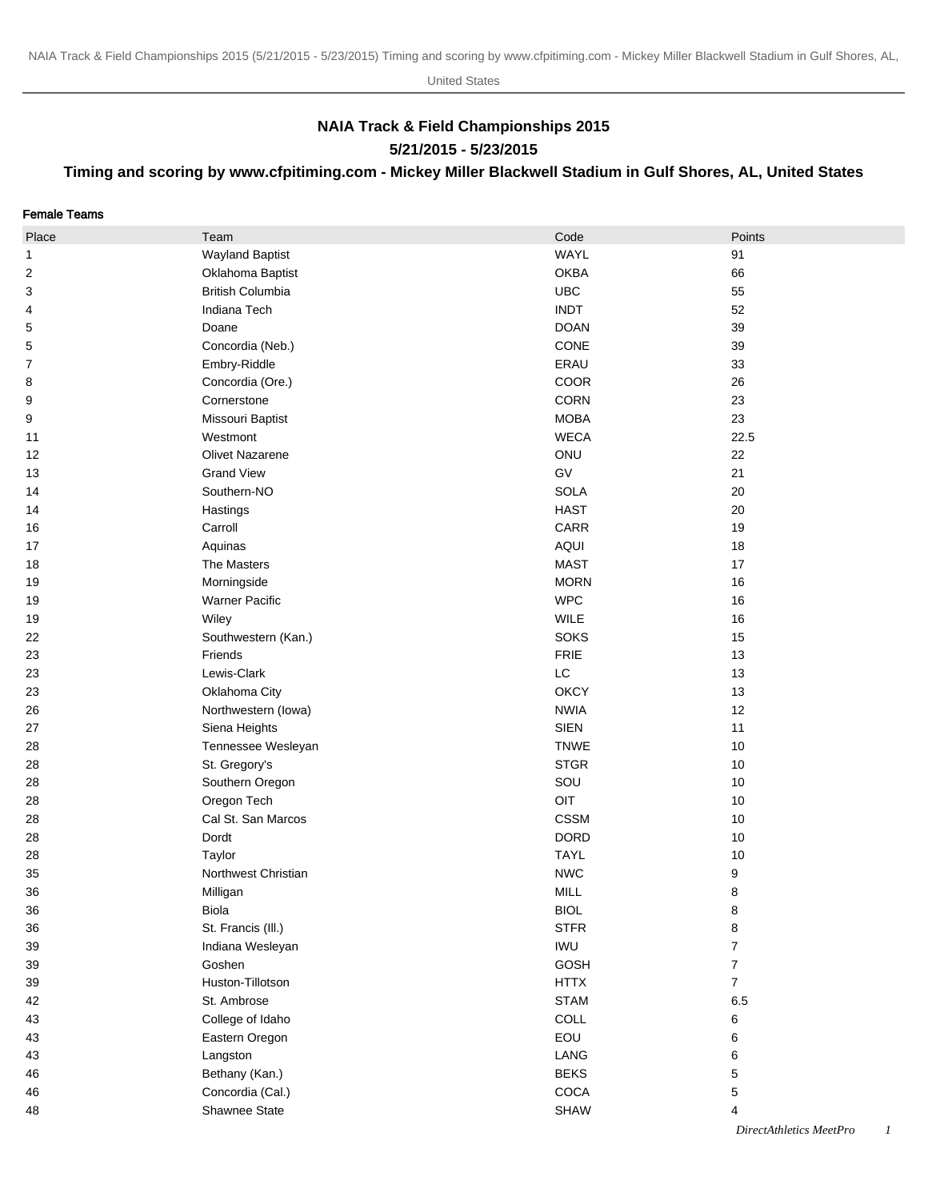# NAIA Track & Field Championships 2015

## 5/21/2015 - 5/23/2015

## Timing and scoring by www.cfpitiming.com - Mickey Miller Blackwell Stadium in Gulf Shores, AL, United States

**Female Teams**

| Place | Team | Code | Points |
|---|---|---|---|
| 1 | Wayland Baptist | WAYL | 91 |
| 2 | Oklahoma Baptist | OKBA | 66 |
| 3 | British Columbia | UBC | 55 |
| 4 | Indiana Tech | INDT | 52 |
| 5 | Doane | DOAN | 39 |
| 5 | Concordia (Neb.) | CONE | 39 |
| 7 | Embry-Riddle | ERAU | 33 |
| 8 | Concordia (Ore.) | COOR | 26 |
| 9 | Cornerstone | CORN | 23 |
| 9 | Missouri Baptist | MOBA | 23 |
| 11 | Westmont | WECA | 22.5 |
| 12 | Olivet Nazarene | ONU | 22 |
| 13 | Grand View | GV | 21 |
| 14 | Southern-NO | SOLA | 20 |
| 14 | Hastings | HAST | 20 |
| 16 | Carroll | CARR | 19 |
| 17 | Aquinas | AQUI | 18 |
| 18 | The Masters | MAST | 17 |
| 19 | Morningside | MORN | 16 |
| 19 | Warner Pacific | WPC | 16 |
| 19 | Wiley | WILE | 16 |
| 22 | Southwestern (Kan.) | SOKS | 15 |
| 23 | Friends | FRIE | 13 |
| 23 | Lewis-Clark | LC | 13 |
| 23 | Oklahoma City | OKCY | 13 |
| 26 | Northwestern (Iowa) | NWIA | 12 |
| 27 | Siena Heights | SIEN | 11 |
| 28 | Tennessee Wesleyan | TNWE | 10 |
| 28 | St. Gregory's | STGR | 10 |
| 28 | Southern Oregon | SOU | 10 |
| 28 | Oregon Tech | OIT | 10 |
| 28 | Cal St. San Marcos | CSSM | 10 |
| 28 | Dordt | DORD | 10 |
| 28 | Taylor | TAYL | 10 |
| 35 | Northwest Christian | NWC | 9 |
| 36 | Milligan | MILL | 8 |
| 36 | Biola | BIOL | 8 |
| 36 | St. Francis (Ill.) | STFR | 8 |
| 39 | Indiana Wesleyan | IWU | 7 |
| 39 | Goshen | GOSH | 7 |
| 39 | Huston-Tillotson | HTTX | 7 |
| 42 | St. Ambrose | STAM | 6.5 |
| 43 | College of Idaho | COLL | 6 |
| 43 | Eastern Oregon | EOU | 6 |
| 43 | Langston | LANG | 6 |
| 46 | Bethany (Kan.) | BEKS | 5 |
| 46 | Concordia (Cal.) | COCA | 5 |
| 48 | Shawnee State | SHAW | 4 |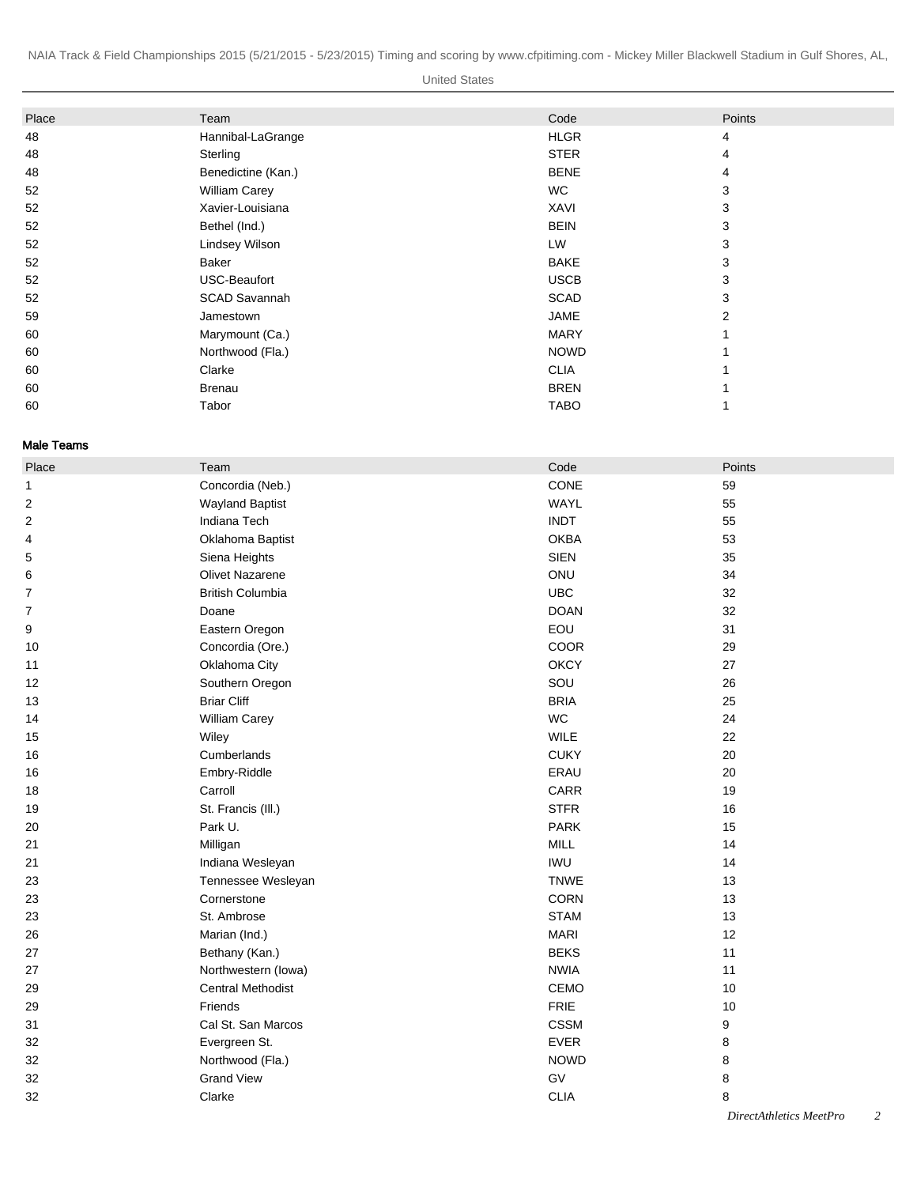| Place | Team | Code | Points |
|---|---|---|---|
| 48 | Hannibal-LaGrange | HLGR | 4 |
| 48 | Sterling | STER | 4 |
| 48 | Benedictine (Kan.) | BENE | 4 |
| 52 | William Carey | WC | 3 |
| 52 | Xavier-Louisiana | XAVI | 3 |
| 52 | Bethel (Ind.) | BEIN | 3 |
| 52 | Lindsey Wilson | LW | 3 |
| 52 | Baker | BAKE | 3 |
| 52 | USC-Beaufort | USCB | 3 |
| 52 | SCAD Savannah | SCAD | 3 |
| 59 | Jamestown | JAME | 2 |
| 60 | Marymount (Ca.) | MARY | 1 |
| 60 | Northwood (Fla.) | NOWD | 1 |
| 60 | Clarke | CLIA | 1 |
| 60 | Brenau | BREN | 1 |
| 60 | Tabor | TABO | 1 |

**Male Teams**

| Place | Team | Code | Points |
|---|---|---|---|
| 1 | Concordia (Neb.) | CONE | 59 |
| 2 | Wayland Baptist | WAYL | 55 |
| 2 | Indiana Tech | INDT | 55 |
| 4 | Oklahoma Baptist | OKBA | 53 |
| 5 | Siena Heights | SIEN | 35 |
| 6 | Olivet Nazarene | ONU | 34 |
| 7 | British Columbia | UBC | 32 |
| 7 | Doane | DOAN | 32 |
| 9 | Eastern Oregon | EOU | 31 |
| 10 | Concordia (Ore.) | COOR | 29 |
| 11 | Oklahoma City | OKCY | 27 |
| 12 | Southern Oregon | SOU | 26 |
| 13 | Briar Cliff | BRIA | 25 |
| 14 | William Carey | WC | 24 |
| 15 | Wiley | WILE | 22 |
| 16 | Cumberlands | CUKY | 20 |
| 16 | Embry-Riddle | ERAU | 20 |
| 18 | Carroll | CARR | 19 |
| 19 | St. Francis (Ill.) | STFR | 16 |
| 20 | Park U. | PARK | 15 |
| 21 | Milligan | MILL | 14 |
| 21 | Indiana Wesleyan | IWU | 14 |
| 23 | Tennessee Wesleyan | TNWE | 13 |
| 23 | Cornerstone | CORN | 13 |
| 23 | St. Ambrose | STAM | 13 |
| 26 | Marian (Ind.) | MARI | 12 |
| 27 | Bethany (Kan.) | BEKS | 11 |
| 27 | Northwestern (Iowa) | NWIA | 11 |
| 29 | Central Methodist | CEMO | 10 |
| 29 | Friends | FRIE | 10 |
| 31 | Cal St. San Marcos | CSSM | 9 |
| 32 | Evergreen St. | EVER | 8 |
| 32 | Northwood (Fla.) | NOWD | 8 |
| 32 | Grand View | GV | 8 |
| 32 | Clarke | CLIA | 8 |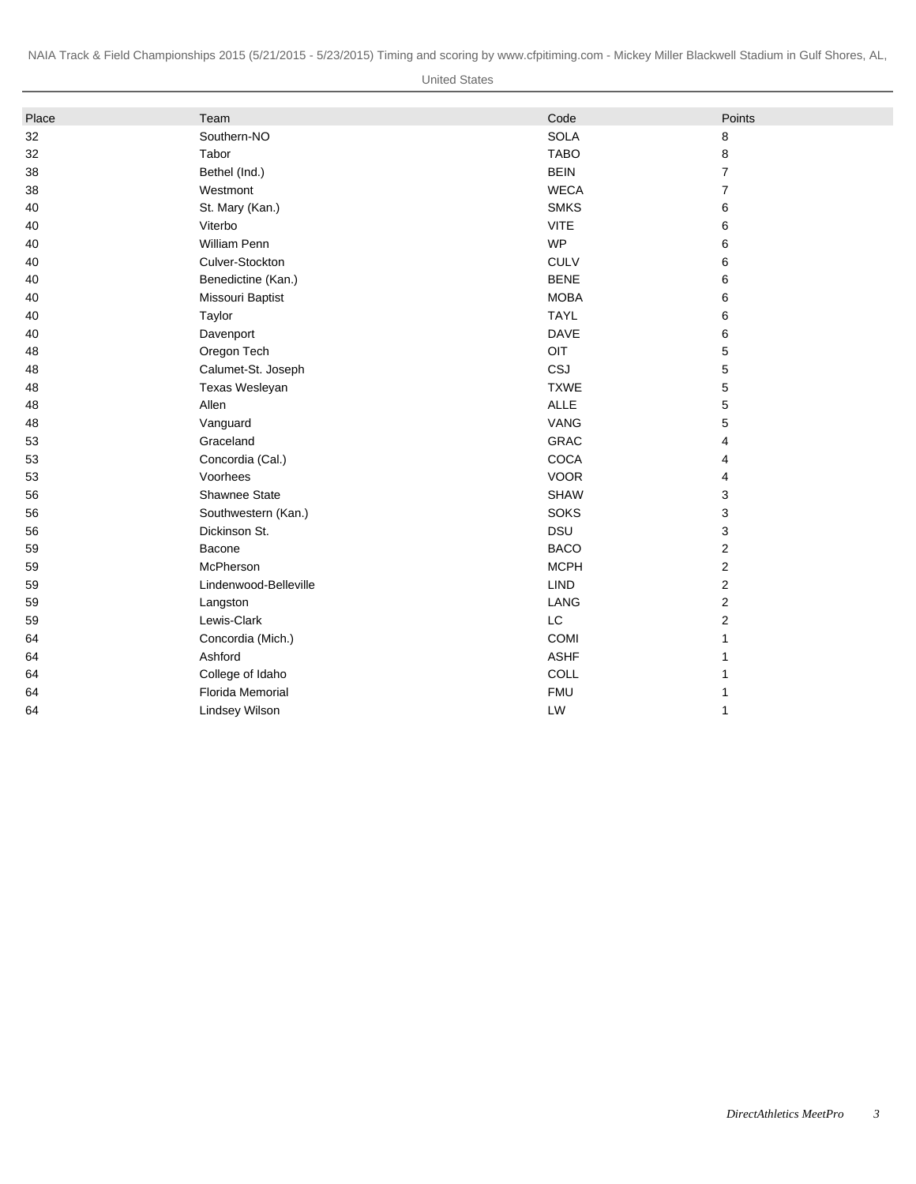| Place | Team | Code | Points |
| --- | --- | --- | --- |
| 32 | Southern-NO | SOLA | 8 |
| 32 | Tabor | TABO | 8 |
| 38 | Bethel (Ind.) | BEIN | 7 |
| 38 | Westmont | WECA | 7 |
| 40 | St. Mary (Kan.) | SMKS | 6 |
| 40 | Viterbo | VITE | 6 |
| 40 | William Penn | WP | 6 |
| 40 | Culver-Stockton | CULV | 6 |
| 40 | Benedictine (Kan.) | BENE | 6 |
| 40 | Missouri Baptist | MOBA | 6 |
| 40 | Taylor | TAYL | 6 |
| 40 | Davenport | DAVE | 6 |
| 48 | Oregon Tech | OIT | 5 |
| 48 | Calumet-St. Joseph | CSJ | 5 |
| 48 | Texas Wesleyan | TXWE | 5 |
| 48 | Allen | ALLE | 5 |
| 48 | Vanguard | VANG | 5 |
| 53 | Graceland | GRAC | 4 |
| 53 | Concordia (Cal.) | COCA | 4 |
| 53 | Voorhees | VOOR | 4 |
| 56 | Shawnee State | SHAW | 3 |
| 56 | Southwestern (Kan.) | SOKS | 3 |
| 56 | Dickinson St. | DSU | 3 |
| 59 | Bacone | BACO | 2 |
| 59 | McPherson | MCPH | 2 |
| 59 | Lindenwood-Belleville | LIND | 2 |
| 59 | Langston | LANG | 2 |
| 59 | Lewis-Clark | LC | 2 |
| 64 | Concordia (Mich.) | COMI | 1 |
| 64 | Ashford | ASHF | 1 |
| 64 | College of Idaho | COLL | 1 |
| 64 | Florida Memorial | FMU | 1 |
| 64 | Lindsey Wilson | LW | 1 |